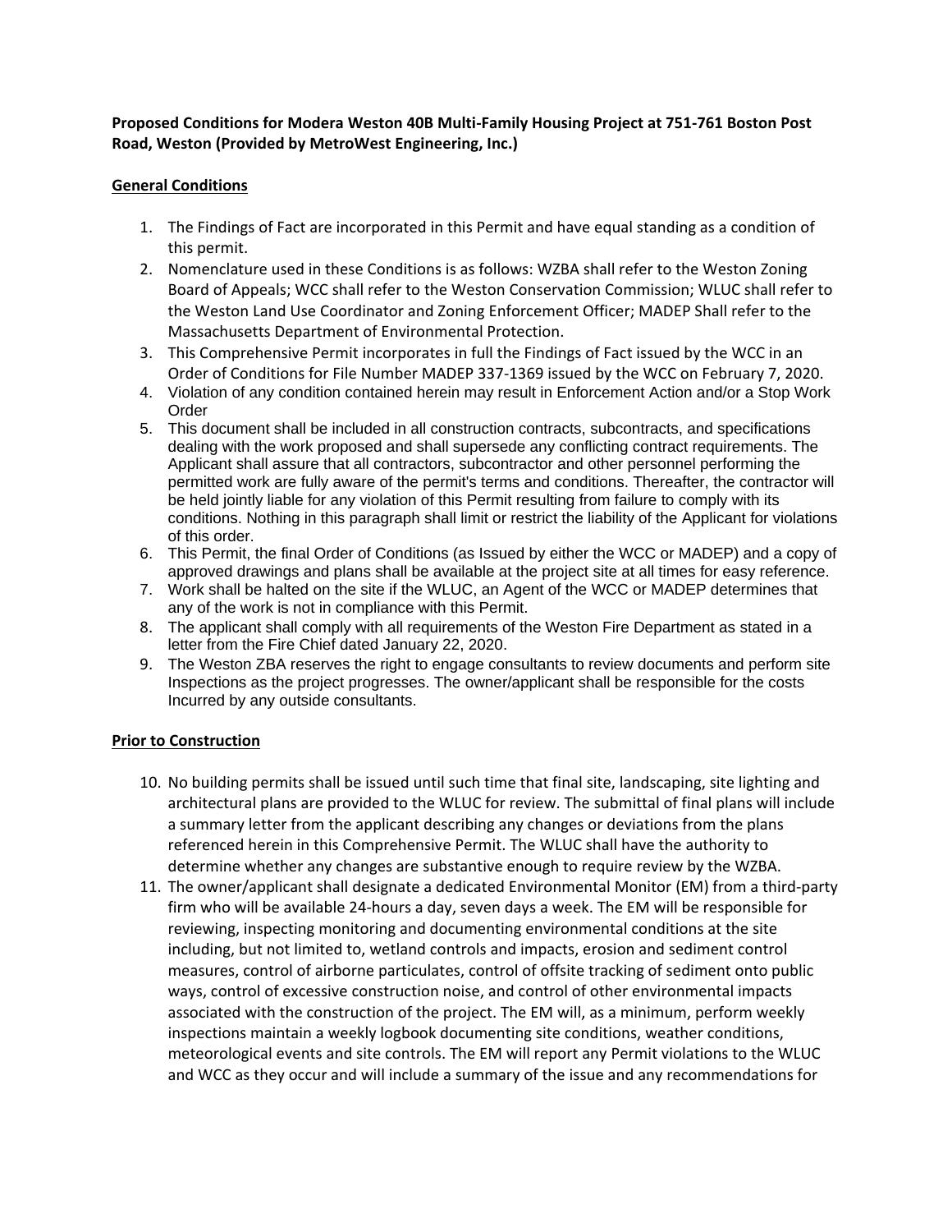**Proposed Conditions for Modera Weston 40B Multi-Family Housing Project at 751-761 Boston Post Road, Weston (Provided by MetroWest Engineering, Inc.)**

**General Conditions**

1. The Findings of Fact are incorporated in this Permit and have equal standing as a condition of this permit.
2. Nomenclature used in these Conditions is as follows: WZBA shall refer to the Weston Zoning Board of Appeals; WCC shall refer to the Weston Conservation Commission; WLUC shall refer to the Weston Land Use Coordinator and Zoning Enforcement Officer; MADEP Shall refer to the Massachusetts Department of Environmental Protection.
3. This Comprehensive Permit incorporates in full the Findings of Fact issued by the WCC in an Order of Conditions for File Number MADEP 337-1369 issued by the WCC on February 7, 2020.
4. Violation of any condition contained herein may result in Enforcement Action and/or a Stop Work Order
5. This document shall be included in all construction contracts, subcontracts, and specifications dealing with the work proposed and shall supersede any conflicting contract requirements. The Applicant shall assure that all contractors, subcontractor and other personnel performing the permitted work are fully aware of the permit's terms and conditions. Thereafter, the contractor will be held jointly liable for any violation of this Permit resulting from failure to comply with its conditions. Nothing in this paragraph shall limit or restrict the liability of the Applicant for violations of this order.
6. This Permit, the final Order of Conditions (as Issued by either the WCC or MADEP) and a copy of approved drawings and plans shall be available at the project site at all times for easy reference.
7. Work shall be halted on the site if the WLUC, an Agent of the WCC or MADEP determines that any of the work is not in compliance with this Permit.
8. The applicant shall comply with all requirements of the Weston Fire Department as stated in a letter from the Fire Chief dated January 22, 2020.
9. The Weston ZBA reserves the right to engage consultants to review documents and perform site Inspections as the project progresses. The owner/applicant shall be responsible for the costs Incurred by any outside consultants.

**Prior to Construction**

10. No building permits shall be issued until such time that final site, landscaping, site lighting and architectural plans are provided to the WLUC for review. The submittal of final plans will include a summary letter from the applicant describing any changes or deviations from the plans referenced herein in this Comprehensive Permit. The WLUC shall have the authority to determine whether any changes are substantive enough to require review by the WZBA.
11. The owner/applicant shall designate a dedicated Environmental Monitor (EM) from a third-party firm who will be available 24-hours a day, seven days a week. The EM will be responsible for reviewing, inspecting monitoring and documenting environmental conditions at the site including, but not limited to, wetland controls and impacts, erosion and sediment control measures, control of airborne particulates, control of offsite tracking of sediment onto public ways, control of excessive construction noise, and control of other environmental impacts associated with the construction of the project. The EM will, as a minimum, perform weekly inspections maintain a weekly logbook documenting site conditions, weather conditions, meteorological events and site controls. The EM will report any Permit violations to the WLUC and WCC as they occur and will include a summary of the issue and any recommendations for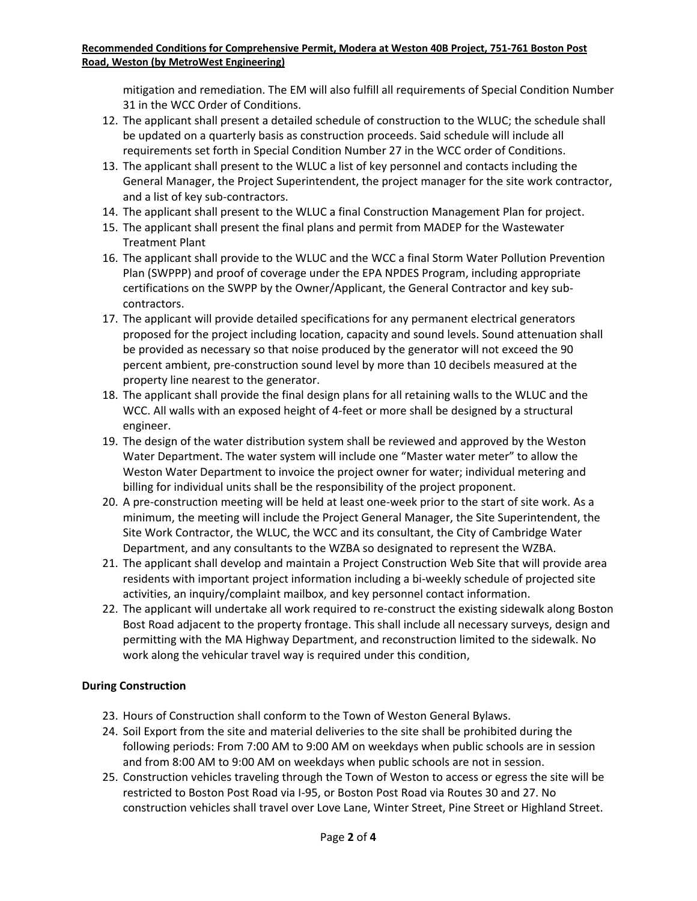mitigation and remediation. The EM will also fulfill all requirements of Special Condition Number 31 in the WCC Order of Conditions.

12. The applicant shall present a detailed schedule of construction to the WLUC; the schedule shall be updated on a quarterly basis as construction proceeds. Said schedule will include all requirements set forth in Special Condition Number 27 in the WCC order of Conditions.
13. The applicant shall present to the WLUC a list of key personnel and contacts including the General Manager, the Project Superintendent, the project manager for the site work contractor, and a list of key sub-contractors.
14. The applicant shall present to the WLUC a final Construction Management Plan for project.
15. The applicant shall present the final plans and permit from MADEP for the Wastewater Treatment Plant
16. The applicant shall provide to the WLUC and the WCC a final Storm Water Pollution Prevention Plan (SWPPP) and proof of coverage under the EPA NPDES Program, including appropriate certifications on the SWPP by the Owner/Applicant, the General Contractor and key sub-contractors.
17. The applicant will provide detailed specifications for any permanent electrical generators proposed for the project including location, capacity and sound levels. Sound attenuation shall be provided as necessary so that noise produced by the generator will not exceed the 90 percent ambient, pre-construction sound level by more than 10 decibels measured at the property line nearest to the generator.
18. The applicant shall provide the final design plans for all retaining walls to the WLUC and the WCC. All walls with an exposed height of 4-feet or more shall be designed by a structural engineer.
19. The design of the water distribution system shall be reviewed and approved by the Weston Water Department. The water system will include one "Master water meter" to allow the Weston Water Department to invoice the project owner for water; individual metering and billing for individual units shall be the responsibility of the project proponent.
20. A pre-construction meeting will be held at least one-week prior to the start of site work. As a minimum, the meeting will include the Project General Manager, the Site Superintendent, the Site Work Contractor, the WLUC, the WCC and its consultant, the City of Cambridge Water Department, and any consultants to the WZBA so designated to represent the WZBA.
21. The applicant shall develop and maintain a Project Construction Web Site that will provide area residents with important project information including a bi-weekly schedule of projected site activities, an inquiry/complaint mailbox, and key personnel contact information.
22. The applicant will undertake all work required to re-construct the existing sidewalk along Boston Bost Road adjacent to the property frontage. This shall include all necessary surveys, design and permitting with the MA Highway Department, and reconstruction limited to the sidewalk. No work along the vehicular travel way is required under this condition,

**During Construction**

23. Hours of Construction shall conform to the Town of Weston General Bylaws.
24. Soil Export from the site and material deliveries to the site shall be prohibited during the following periods: From 7:00 AM to 9:00 AM on weekdays when public schools are in session and from 8:00 AM to 9:00 AM on weekdays when public schools are not in session.
25. Construction vehicles traveling through the Town of Weston to access or egress the site will be restricted to Boston Post Road via I-95, or Boston Post Road via Routes 30 and 27. No construction vehicles shall travel over Love Lane, Winter Street, Pine Street or Highland Street.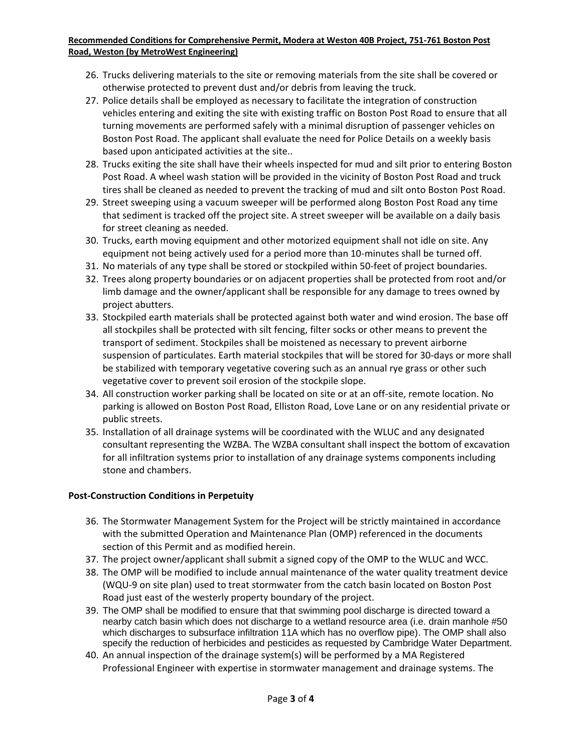26. Trucks delivering materials to the site or removing materials from the site shall be covered or otherwise protected to prevent dust and/or debris from leaving the truck.
27. Police details shall be employed as necessary to facilitate the integration of construction vehicles entering and exiting the site with existing traffic on Boston Post Road to ensure that all turning movements are performed safely with a minimal disruption of passenger vehicles on Boston Post Road. The applicant shall evaluate the need for Police Details on a weekly basis based upon anticipated activities at the site..
28. Trucks exiting the site shall have their wheels inspected for mud and silt prior to entering Boston Post Road. A wheel wash station will be provided in the vicinity of Boston Post Road and truck tires shall be cleaned as needed to prevent the tracking of mud and silt onto Boston Post Road.
29. Street sweeping using a vacuum sweeper will be performed along Boston Post Road any time that sediment is tracked off the project site. A street sweeper will be available on a daily basis for street cleaning as needed.
30. Trucks, earth moving equipment and other motorized equipment shall not idle on site. Any equipment not being actively used for a period more than 10-minutes shall be turned off.
31. No materials of any type shall be stored or stockpiled within 50-feet of project boundaries.
32. Trees along property boundaries or on adjacent properties shall be protected from root and/or limb damage and the owner/applicant shall be responsible for any damage to trees owned by project abutters.
33. Stockpiled earth materials shall be protected against both water and wind erosion. The base off all stockpiles shall be protected with silt fencing, filter socks or other means to prevent the transport of sediment. Stockpiles shall be moistened as necessary to prevent airborne suspension of particulates. Earth material stockpiles that will be stored for 30-days or more shall be stabilized with temporary vegetative covering such as an annual rye grass or other such vegetative cover to prevent soil erosion of the stockpile slope.
34. All construction worker parking shall be located on site or at an off-site, remote location. No parking is allowed on Boston Post Road, Elliston Road, Love Lane or on any residential private or public streets.
35. Installation of all drainage systems will be coordinated with the WLUC and any designated consultant representing the WZBA. The WZBA consultant shall inspect the bottom of excavation for all infiltration systems prior to installation of any drainage systems components including stone and chambers.

**Post-Construction Conditions in Perpetuity**

36. The Stormwater Management System for the Project will be strictly maintained in accordance with the submitted Operation and Maintenance Plan (OMP) referenced in the documents section of this Permit and as modified herein.
37. The project owner/applicant shall submit a signed copy of the OMP to the WLUC and WCC.
38. The OMP will be modified to include annual maintenance of the water quality treatment device (WQU-9 on site plan) used to treat stormwater from the catch basin located on Boston Post Road just east of the westerly property boundary of the project.
39. The OMP shall be modified to ensure that that swimming pool discharge is directed toward a nearby catch basin which does not discharge to a wetland resource area (i.e. drain manhole #50 which discharges to subsurface infiltration 11A which has no overflow pipe). The OMP shall also specify the reduction of herbicides and pesticides as requested by Cambridge Water Department.
40. An annual inspection of the drainage system(s) will be performed by a MA Registered Professional Engineer with expertise in stormwater management and drainage systems. The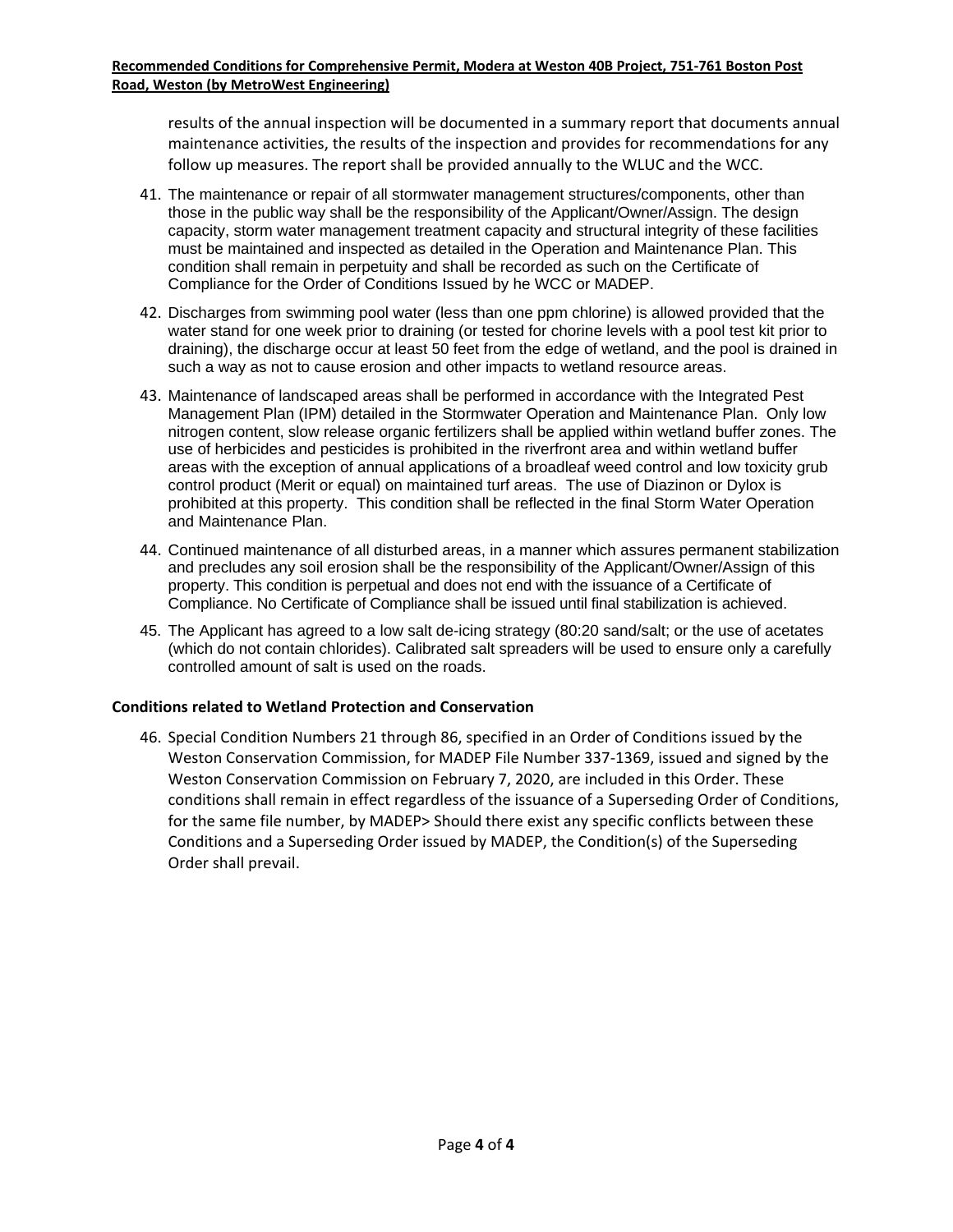results of the annual inspection will be documented in a summary report that documents annual maintenance activities, the results of the inspection and provides for recommendations for any follow up measures. The report shall be provided annually to the WLUC and the WCC.

41. The maintenance or repair of all stormwater management structures/components, other than those in the public way shall be the responsibility of the Applicant/Owner/Assign. The design capacity, storm water management treatment capacity and structural integrity of these facilities must be maintained and inspected as detailed in the Operation and Maintenance Plan. This condition shall remain in perpetuity and shall be recorded as such on the Certificate of Compliance for the Order of Conditions Issued by he WCC or MADEP.

42. Discharges from swimming pool water (less than one ppm chlorine) is allowed provided that the water stand for one week prior to draining (or tested for chorine levels with a pool test kit prior to draining), the discharge occur at least 50 feet from the edge of wetland, and the pool is drained in such a way as not to cause erosion and other impacts to wetland resource areas.

43. Maintenance of landscaped areas shall be performed in accordance with the Integrated Pest Management Plan (IPM) detailed in the Stormwater Operation and Maintenance Plan. Only low nitrogen content, slow release organic fertilizers shall be applied within wetland buffer zones. The use of herbicides and pesticides is prohibited in the riverfront area and within wetland buffer areas with the exception of annual applications of a broadleaf weed control and low toxicity grub control product (Merit or equal) on maintained turf areas. The use of Diazinon or Dylox is prohibited at this property. This condition shall be reflected in the final Storm Water Operation and Maintenance Plan.

44. Continued maintenance of all disturbed areas, in a manner which assures permanent stabilization and precludes any soil erosion shall be the responsibility of the Applicant/Owner/Assign of this property. This condition is perpetual and does not end with the issuance of a Certificate of Compliance. No Certificate of Compliance shall be issued until final stabilization is achieved.

45. The Applicant has agreed to a low salt de-icing strategy (80:20 sand/salt; or the use of acetates (which do not contain chlorides). Calibrated salt spreaders will be used to ensure only a carefully controlled amount of salt is used on the roads.

**Conditions related to Wetland Protection and Conservation**

46. Special Condition Numbers 21 through 86, specified in an Order of Conditions issued by the Weston Conservation Commission, for MADEP File Number 337-1369, issued and signed by the Weston Conservation Commission on February 7, 2020, are included in this Order. These conditions shall remain in effect regardless of the issuance of a Superseding Order of Conditions, for the same file number, by MADEP> Should there exist any specific conflicts between these Conditions and a Superseding Order issued by MADEP, the Condition(s) of the Superseding Order shall prevail.